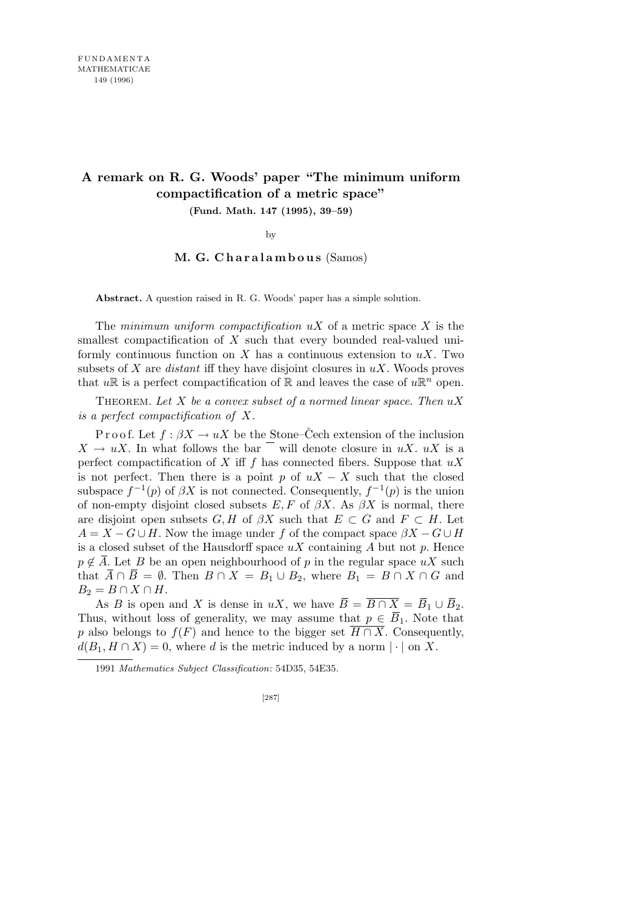# A remark on R. G. Woods' paper "The minimum uniform compactification of a metric space"

**(Fund. Math. 147 (1995), 39–59)**

by

**M. G. Charalambous** (Samos)

**Abstract.** A question raised in R. G. Woods' paper has a simple solution.

The *minimum uniform compactification* $uX$ of a metric space $X$ is the smallest compactification of $X$ such that every bounded real-valued uniformly continuous function on $X$ has a continuous extension to $uX$. Two subsets of $X$ are *distant* iff they have disjoint closures in $uX$. Woods proves that $u\mathbb{R}$ is a perfect compactification of $\mathbb{R}$ and leaves the case of $u\mathbb{R}^n$ open.

Theorem. *Let $X$ be a convex subset of a normed linear space. Then $uX$ is a perfect compactification of $X$.*

Proof. Let $f : \beta X \to uX$ be the Stone–Čech extension of the inclusion $X \to uX$. In what follows the bar $\overline{\phantom{x}}$ will denote closure in $uX$. $uX$ is a perfect compactification of $X$ iff $f$ has connected fibers. Suppose that $uX$ is not perfect. Then there is a point $p$ of $uX - X$ such that the closed subspace $f^{-1}(p)$ of $\beta X$ is not connected. Consequently, $f^{-1}(p)$ is the union of non-empty disjoint closed subsets $E, F$ of $\beta X$. As $\beta X$ is normal, there are disjoint open subsets $G, H$ of $\beta X$ such that $E \subset G$ and $F \subset H$. Let $A = X - G \cup H$. Now the image under $f$ of the compact space $\beta X - G \cup H$ is a closed subset of the Hausdorff space $uX$ containing $A$ but not $p$. Hence $p \notin \overline{A}$. Let $B$ be an open neighbourhood of $p$ in the regular space $uX$ such that $\overline{A} \cap \overline{B} = \emptyset$. Then $B \cap X = B_1 \cup B_2$, where $B_1 = B \cap X \cap G$ and $B_2 = B \cap X \cap H$.

As $B$ is open and $X$ is dense in $uX$, we have $\overline{B} = \overline{B \cap X} = \overline{B}_1 \cup \overline{B}_2$. Thus, without loss of generality, we may assume that $p \in \overline{B}_1$. Note that $p$ also belongs to $f(F)$ and hence to the bigger set $\overline{H \cap X}$. Consequently, $d(B_1, H \cap X) = 0$, where $d$ is the metric induced by a norm $|\cdot|$ on $X$.

---

1991 *Mathematics Subject Classification*: 54D35, 54E35.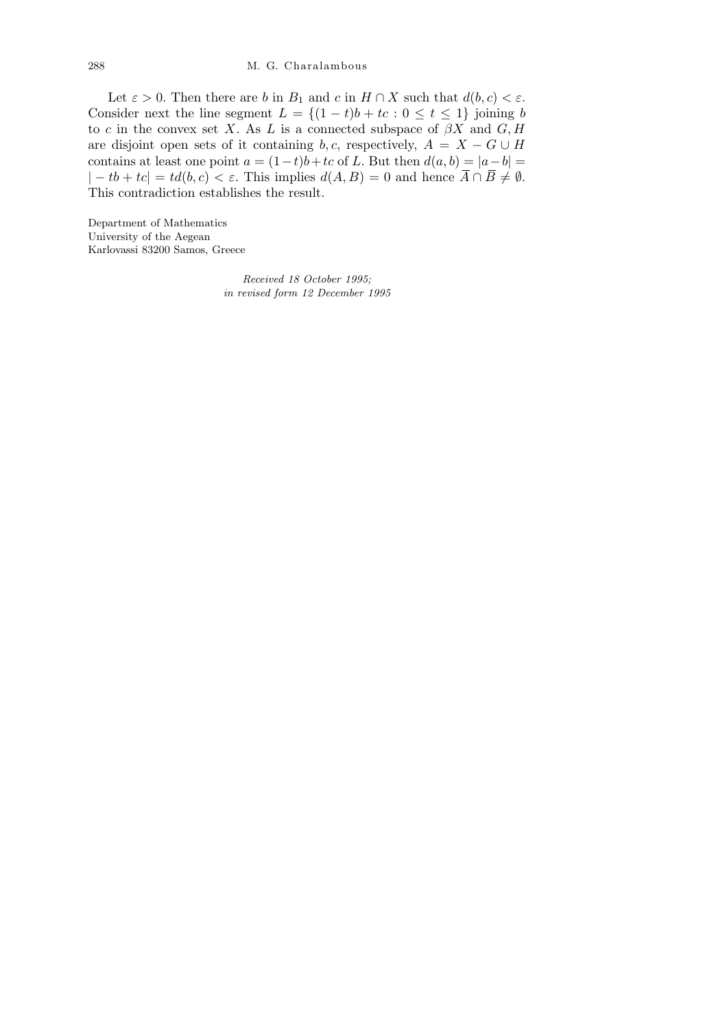Let $\varepsilon > 0$. Then there are $b$ in $B_1$ and $c$ in $H \cap X$ such that $d(b, c) < \varepsilon$. Consider next the line segment $L = \{(1-t)b + tc : 0 \leq t \leq 1\}$ joining $b$ to $c$ in the convex set $X$. As $L$ is a connected subspace of $\beta X$ and $G, H$ are disjoint open sets of it containing $b, c$, respectively, $A = X - G \cup H$ contains at least one point $a = (1-t)b + tc$ of $L$. But then $d(a, b) = |a - b| = |-tb + tc| = td(b, c) < \varepsilon$. This implies $d(A, B) = 0$ and hence $\overline{A} \cap \overline{B} \neq \emptyset$. This contradiction establishes the result.

Department of Mathematics
University of the Aegean
Karlovassi 83200 Samos, Greece

*Received 18 October 1995;*
*in revised form 12 December 1995*